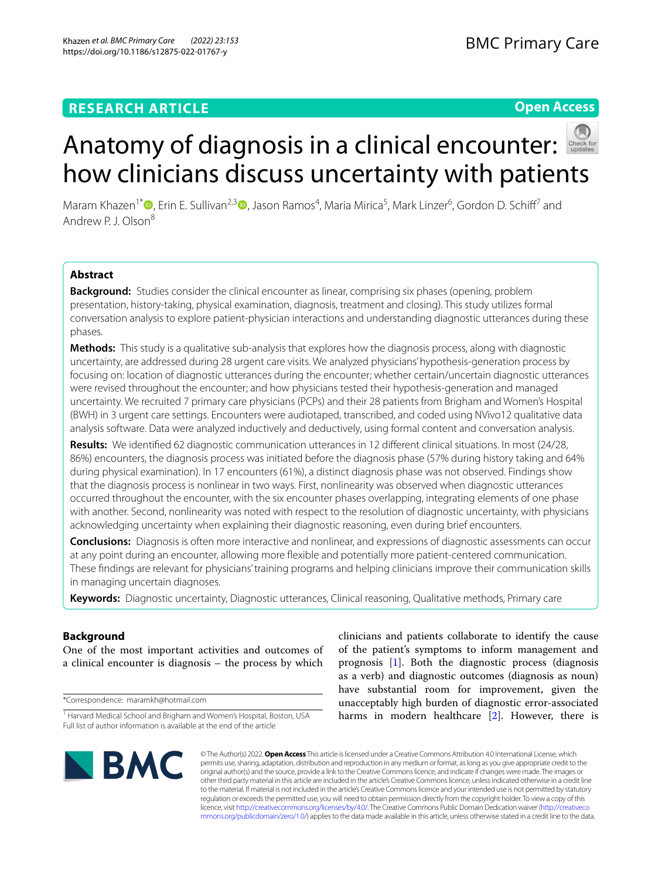RESEARCH ARTICLE

Open Access

# Anatomy of diagnosis in a clinical encounter: how clinicians discuss uncertainty with patients

Maram Khazen[1*], Erin E. Sullivan[2,3], Jason Ramos[4], Maria Mirica[5], Mark Linzer[6], Gordon D. Schiff[7] and Andrew P. J. Olson[8]

## Abstract

**Background:** Studies consider the clinical encounter as linear, comprising six phases (opening, problem presentation, history-taking, physical examination, diagnosis, treatment and closing). This study utilizes formal conversation analysis to explore patient-physician interactions and understanding diagnostic utterances during these phases.

**Methods:** This study is a qualitative sub-analysis that explores how the diagnosis process, along with diagnostic uncertainty, are addressed during 28 urgent care visits. We analyzed physicians' hypothesis-generation process by focusing on: location of diagnostic utterances during the encounter; whether certain/uncertain diagnostic utterances were revised throughout the encounter; and how physicians tested their hypothesis-generation and managed uncertainty. We recruited 7 primary care physicians (PCPs) and their 28 patients from Brigham and Women's Hospital (BWH) in 3 urgent care settings. Encounters were audiotaped, transcribed, and coded using NVivo12 qualitative data analysis software. Data were analyzed inductively and deductively, using formal content and conversation analysis.

**Results:** We identified 62 diagnostic communication utterances in 12 different clinical situations. In most (24/28, 86%) encounters, the diagnosis process was initiated before the diagnosis phase (57% during history taking and 64% during physical examination). In 17 encounters (61%), a distinct diagnosis phase was not observed. Findings show that the diagnosis process is nonlinear in two ways. First, nonlinearity was observed when diagnostic utterances occurred throughout the encounter, with the six encounter phases overlapping, integrating elements of one phase with another. Second, nonlinearity was noted with respect to the resolution of diagnostic uncertainty, with physicians acknowledging uncertainty when explaining their diagnostic reasoning, even during brief encounters.

**Conclusions:** Diagnosis is often more interactive and nonlinear, and expressions of diagnostic assessments can occur at any point during an encounter, allowing more flexible and potentially more patient-centered communication. These findings are relevant for physicians' training programs and helping clinicians improve their communication skills in managing uncertain diagnoses.

**Keywords:** Diagnostic uncertainty, Diagnostic utterances, Clinical reasoning, Qualitative methods, Primary care

## Background

One of the most important activities and outcomes of a clinical encounter is diagnosis – the process by which clinicians and patients collaborate to identify the cause of the patient's symptoms to inform management and prognosis [1]. Both the diagnostic process (diagnosis as a verb) and diagnostic outcomes (diagnosis as noun) have substantial room for improvement, given the unacceptably high burden of diagnostic error-associated harms in modern healthcare [2]. However, there is

*Correspondence: maramkh@hotmail.com

[1] Harvard Medical School and Brigham and Women's Hospital, Boston, USA
Full list of author information is available at the end of the article

© The Author(s) 2022. **Open Access** This article is licensed under a Creative Commons Attribution 4.0 International License, which permits use, sharing, adaptation, distribution and reproduction in any medium or format, as long as you give appropriate credit to the original author(s) and the source, provide a link to the Creative Commons licence, and indicate if changes were made. The images or other third party material in this article are included in the article's Creative Commons licence, unless indicated otherwise in a credit line to the material. If material is not included in the article's Creative Commons licence and your intended use is not permitted by statutory regulation or exceeds the permitted use, you will need to obtain permission directly from the copyright holder. To view a copy of this licence, visit http://creativecommons.org/licenses/by/4.0/. The Creative Commons Public Domain Dedication waiver (http://creativecommons.org/publicdomain/zero/1.0/) applies to the data made available in this article, unless otherwise stated in a credit line to the data.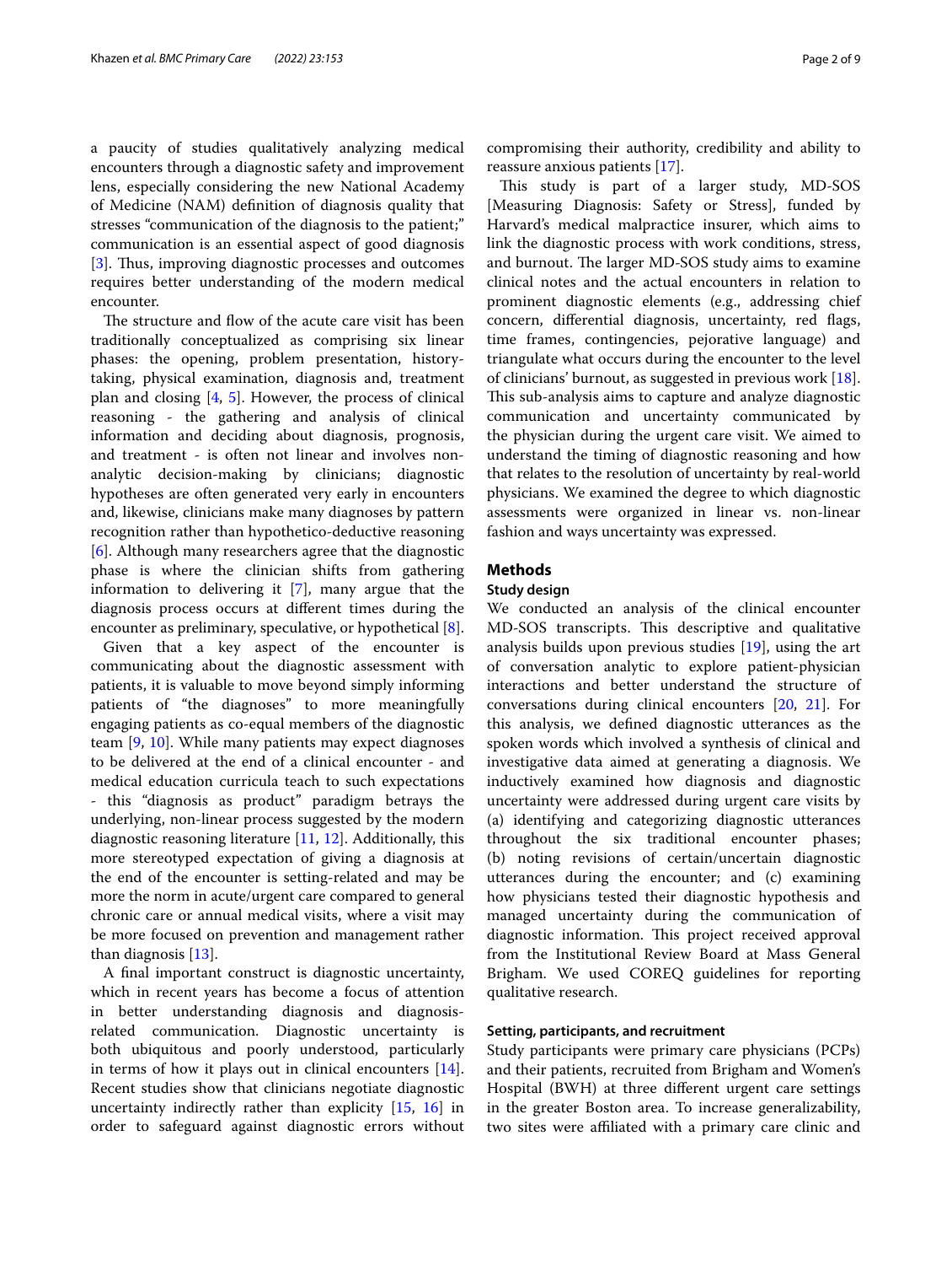a paucity of studies qualitatively analyzing medical encounters through a diagnostic safety and improvement lens, especially considering the new National Academy of Medicine (NAM) definition of diagnosis quality that stresses "communication of the diagnosis to the patient;" communication is an essential aspect of good diagnosis [3]. Thus, improving diagnostic processes and outcomes requires better understanding of the modern medical encounter.

The structure and flow of the acute care visit has been traditionally conceptualized as comprising six linear phases: the opening, problem presentation, history-taking, physical examination, diagnosis and, treatment plan and closing [4, 5]. However, the process of clinical reasoning - the gathering and analysis of clinical information and deciding about diagnosis, prognosis, and treatment - is often not linear and involves non-analytic decision-making by clinicians; diagnostic hypotheses are often generated very early in encounters and, likewise, clinicians make many diagnoses by pattern recognition rather than hypothetico-deductive reasoning [6]. Although many researchers agree that the diagnostic phase is where the clinician shifts from gathering information to delivering it [7], many argue that the diagnosis process occurs at different times during the encounter as preliminary, speculative, or hypothetical [8].

Given that a key aspect of the encounter is communicating about the diagnostic assessment with patients, it is valuable to move beyond simply informing patients of "the diagnoses" to more meaningfully engaging patients as co-equal members of the diagnostic team [9, 10]. While many patients may expect diagnoses to be delivered at the end of a clinical encounter - and medical education curricula teach to such expectations - this "diagnosis as product" paradigm betrays the underlying, non-linear process suggested by the modern diagnostic reasoning literature [11, 12]. Additionally, this more stereotyped expectation of giving a diagnosis at the end of the encounter is setting-related and may be more the norm in acute/urgent care compared to general chronic care or annual medical visits, where a visit may be more focused on prevention and management rather than diagnosis [13].

A final important construct is diagnostic uncertainty, which in recent years has become a focus of attention in better understanding diagnosis and diagnosis-related communication. Diagnostic uncertainty is both ubiquitous and poorly understood, particularly in terms of how it plays out in clinical encounters [14]. Recent studies show that clinicians negotiate diagnostic uncertainty indirectly rather than explicity [15, 16] in order to safeguard against diagnostic errors without compromising their authority, credibility and ability to reassure anxious patients [17].

This study is part of a larger study, MD-SOS [Measuring Diagnosis: Safety or Stress], funded by Harvard's medical malpractice insurer, which aims to link the diagnostic process with work conditions, stress, and burnout. The larger MD-SOS study aims to examine clinical notes and the actual encounters in relation to prominent diagnostic elements (e.g., addressing chief concern, differential diagnosis, uncertainty, red flags, time frames, contingencies, pejorative language) and triangulate what occurs during the encounter to the level of clinicians' burnout, as suggested in previous work [18]. This sub-analysis aims to capture and analyze diagnostic communication and uncertainty communicated by the physician during the urgent care visit. We aimed to understand the timing of diagnostic reasoning and how that relates to the resolution of uncertainty by real-world physicians. We examined the degree to which diagnostic assessments were organized in linear vs. non-linear fashion and ways uncertainty was expressed.

## Methods

### Study design

We conducted an analysis of the clinical encounter MD-SOS transcripts. This descriptive and qualitative analysis builds upon previous studies [19], using the art of conversation analytic to explore patient-physician interactions and better understand the structure of conversations during clinical encounters [20, 21]. For this analysis, we defined diagnostic utterances as the spoken words which involved a synthesis of clinical and investigative data aimed at generating a diagnosis. We inductively examined how diagnosis and diagnostic uncertainty were addressed during urgent care visits by (a) identifying and categorizing diagnostic utterances throughout the six traditional encounter phases; (b) noting revisions of certain/uncertain diagnostic utterances during the encounter; and (c) examining how physicians tested their diagnostic hypothesis and managed uncertainty during the communication of diagnostic information. This project received approval from the Institutional Review Board at Mass General Brigham. We used COREQ guidelines for reporting qualitative research.

### Setting, participants, and recruitment

Study participants were primary care physicians (PCPs) and their patients, recruited from Brigham and Women's Hospital (BWH) at three different urgent care settings in the greater Boston area. To increase generalizability, two sites were affiliated with a primary care clinic and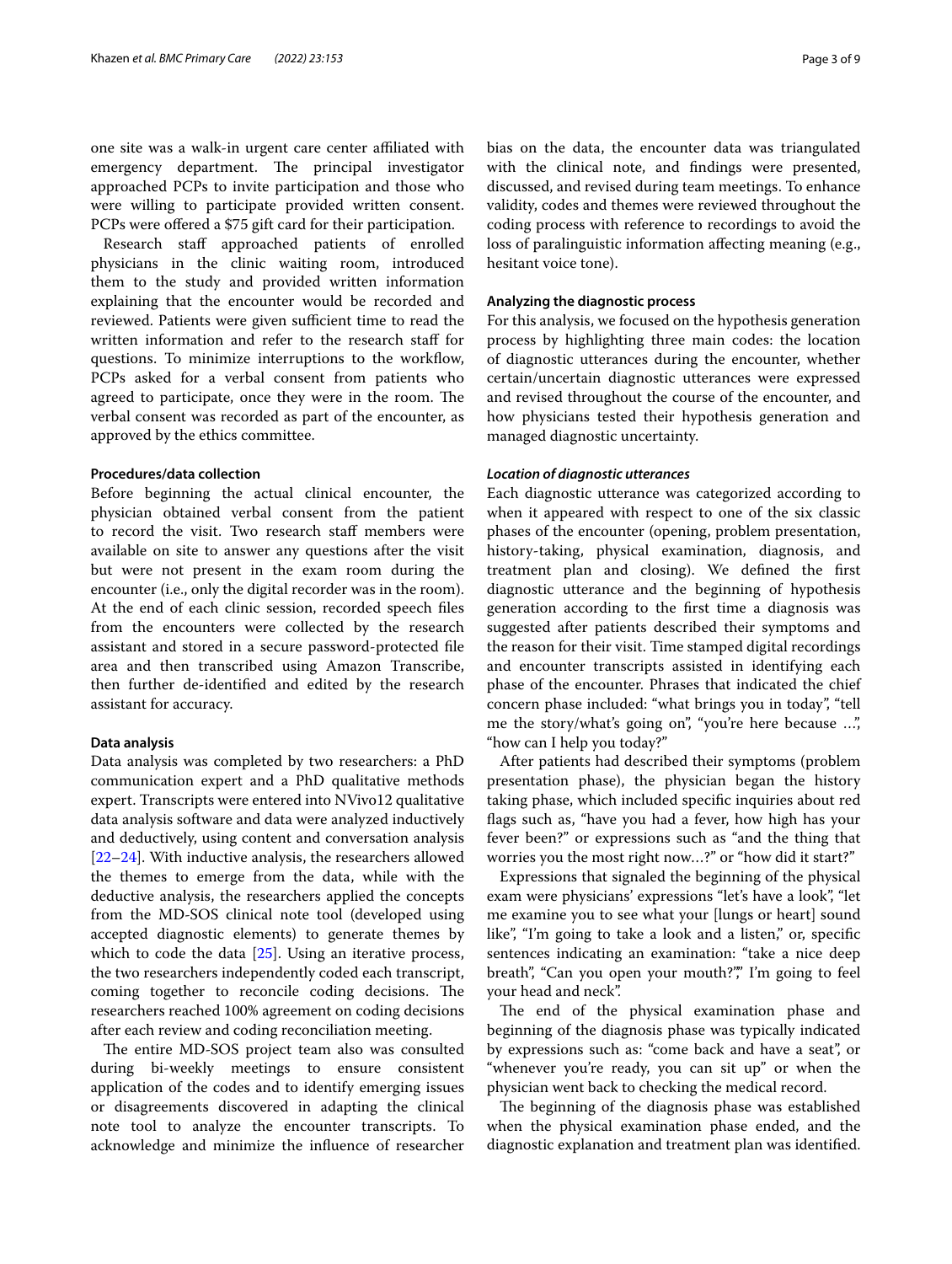one site was a walk-in urgent care center affiliated with emergency department. The principal investigator approached PCPs to invite participation and those who were willing to participate provided written consent. PCPs were offered a $75 gift card for their participation.

Research staff approached patients of enrolled physicians in the clinic waiting room, introduced them to the study and provided written information explaining that the encounter would be recorded and reviewed. Patients were given sufficient time to read the written information and refer to the research staff for questions. To minimize interruptions to the workflow, PCPs asked for a verbal consent from patients who agreed to participate, once they were in the room. The verbal consent was recorded as part of the encounter, as approved by the ethics committee.

### Procedures/data collection

Before beginning the actual clinical encounter, the physician obtained verbal consent from the patient to record the visit. Two research staff members were available on site to answer any questions after the visit but were not present in the exam room during the encounter (i.e., only the digital recorder was in the room). At the end of each clinic session, recorded speech files from the encounters were collected by the research assistant and stored in a secure password-protected file area and then transcribed using Amazon Transcribe, then further de-identified and edited by the research assistant for accuracy.

### Data analysis

Data analysis was completed by two researchers: a PhD communication expert and a PhD qualitative methods expert. Transcripts were entered into NVivo12 qualitative data analysis software and data were analyzed inductively and deductively, using content and conversation analysis [22–24]. With inductive analysis, the researchers allowed the themes to emerge from the data, while with the deductive analysis, the researchers applied the concepts from the MD-SOS clinical note tool (developed using accepted diagnostic elements) to generate themes by which to code the data [25]. Using an iterative process, the two researchers independently coded each transcript, coming together to reconcile coding decisions. The researchers reached 100% agreement on coding decisions after each review and coding reconciliation meeting.

The entire MD-SOS project team also was consulted during bi-weekly meetings to ensure consistent application of the codes and to identify emerging issues or disagreements discovered in adapting the clinical note tool to analyze the encounter transcripts. To acknowledge and minimize the influence of researcher bias on the data, the encounter data was triangulated with the clinical note, and findings were presented, discussed, and revised during team meetings. To enhance validity, codes and themes were reviewed throughout the coding process with reference to recordings to avoid the loss of paralinguistic information affecting meaning (e.g., hesitant voice tone).

### Analyzing the diagnostic process

For this analysis, we focused on the hypothesis generation process by highlighting three main codes: the location of diagnostic utterances during the encounter, whether certain/uncertain diagnostic utterances were expressed and revised throughout the course of the encounter, and how physicians tested their hypothesis generation and managed diagnostic uncertainty.

#### *Location of diagnostic utterances*

Each diagnostic utterance was categorized according to when it appeared with respect to one of the six classic phases of the encounter (opening, problem presentation, history-taking, physical examination, diagnosis, and treatment plan and closing). We defined the first diagnostic utterance and the beginning of hypothesis generation according to the first time a diagnosis was suggested after patients described their symptoms and the reason for their visit. Time stamped digital recordings and encounter transcripts assisted in identifying each phase of the encounter. Phrases that indicated the chief concern phase included: "what brings you in today", "tell me the story/what's going on", "you're here because …", "how can I help you today?"

After patients had described their symptoms (problem presentation phase), the physician began the history taking phase, which included specific inquiries about red flags such as, "have you had a fever, how high has your fever been?" or expressions such as "and the thing that worries you the most right now…?" or "how did it start?"

Expressions that signaled the beginning of the physical exam were physicians' expressions "let's have a look", "let me examine you to see what your [lungs or heart] sound like", "I'm going to take a look and a listen," or, specific sentences indicating an examination: "take a nice deep breath", "Can you open your mouth?"," I'm going to feel your head and neck".

The end of the physical examination phase and beginning of the diagnosis phase was typically indicated by expressions such as: "come back and have a seat", or "whenever you're ready, you can sit up" or when the physician went back to checking the medical record.

The beginning of the diagnosis phase was established when the physical examination phase ended, and the diagnostic explanation and treatment plan was identified.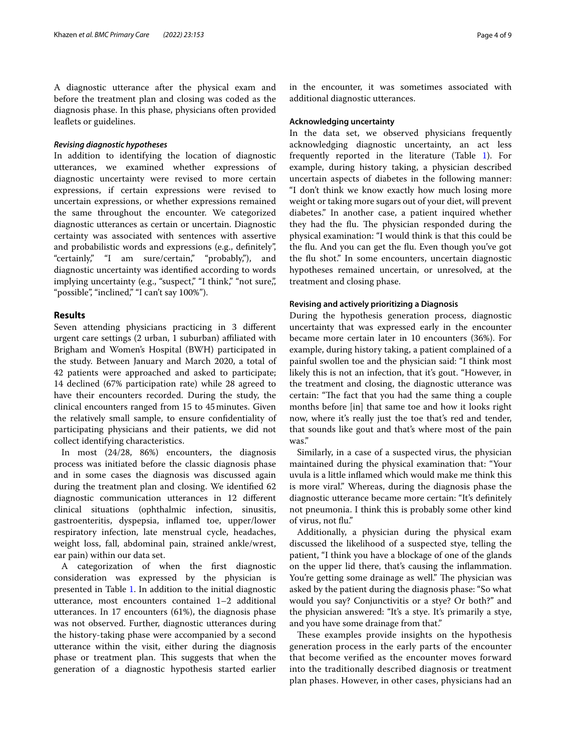A diagnostic utterance after the physical exam and before the treatment plan and closing was coded as the diagnosis phase. In this phase, physicians often provided leaflets or guidelines.

#### *Revising diagnostic hypotheses*

In addition to identifying the location of diagnostic utterances, we examined whether expressions of diagnostic uncertainty were revised to more certain expressions, if certain expressions were revised to uncertain expressions, or whether expressions remained the same throughout the encounter. We categorized diagnostic utterances as certain or uncertain. Diagnostic certainty was associated with sentences with assertive and probabilistic words and expressions (e.g., definitely", "certainly," "I am sure/certain," "probably,"), and diagnostic uncertainty was identified according to words implying uncertainty (e.g., "suspect," "I think," "not sure,", "possible", "inclined," "I can't say 100%").

## Results

Seven attending physicians practicing in 3 different urgent care settings (2 urban, 1 suburban) affiliated with Brigham and Women's Hospital (BWH) participated in the study. Between January and March 2020, a total of 42 patients were approached and asked to participate; 14 declined (67% participation rate) while 28 agreed to have their encounters recorded. During the study, the clinical encounters ranged from 15 to 45 minutes. Given the relatively small sample, to ensure confidentiality of participating physicians and their patients, we did not collect identifying characteristics.

In most (24/28, 86%) encounters, the diagnosis process was initiated before the classic diagnosis phase and in some cases the diagnosis was discussed again during the treatment plan and closing. We identified 62 diagnostic communication utterances in 12 different clinical situations (ophthalmic infection, sinusitis, gastroenteritis, dyspepsia, inflamed toe, upper/lower respiratory infection, late menstrual cycle, headaches, weight loss, fall, abdominal pain, strained ankle/wrest, ear pain) within our data set.

A categorization of when the first diagnostic consideration was expressed by the physician is presented in Table 1. In addition to the initial diagnostic utterance, most encounters contained 1–2 additional utterances. In 17 encounters (61%), the diagnosis phase was not observed. Further, diagnostic utterances during the history-taking phase were accompanied by a second utterance within the visit, either during the diagnosis phase or treatment plan. This suggests that when the generation of a diagnostic hypothesis started earlier in the encounter, it was sometimes associated with additional diagnostic utterances.

#### Acknowledging uncertainty

In the data set, we observed physicians frequently acknowledging diagnostic uncertainty, an act less frequently reported in the literature (Table 1). For example, during history taking, a physician described uncertain aspects of diabetes in the following manner: "I don't think we know exactly how much losing more weight or taking more sugars out of your diet, will prevent diabetes." In another case, a patient inquired whether they had the flu. The physician responded during the physical examination: "I would think is that this could be the flu. And you can get the flu. Even though you've got the flu shot." In some encounters, uncertain diagnostic hypotheses remained uncertain, or unresolved, at the treatment and closing phase.

#### Revising and actively prioritizing a Diagnosis

During the hypothesis generation process, diagnostic uncertainty that was expressed early in the encounter became more certain later in 10 encounters (36%). For example, during history taking, a patient complained of a painful swollen toe and the physician said: "I think most likely this is not an infection, that it's gout. "However, in the treatment and closing, the diagnostic utterance was certain: "The fact that you had the same thing a couple months before [in] that same toe and how it looks right now, where it's really just the toe that's red and tender, that sounds like gout and that's where most of the pain was."

Similarly, in a case of a suspected virus, the physician maintained during the physical examination that: "Your uvula is a little inflamed which would make me think this is more viral." Whereas, during the diagnosis phase the diagnostic utterance became more certain: "It's definitely not pneumonia. I think this is probably some other kind of virus, not flu."

Additionally, a physician during the physical exam discussed the likelihood of a suspected stye, telling the patient, "I think you have a blockage of one of the glands on the upper lid there, that's causing the inflammation. You're getting some drainage as well." The physician was asked by the patient during the diagnosis phase: "So what would you say? Conjunctivitis or a stye? Or both?" and the physician answered: "It's a stye. It's primarily a stye, and you have some drainage from that."

These examples provide insights on the hypothesis generation process in the early parts of the encounter that become verified as the encounter moves forward into the traditionally described diagnosis or treatment plan phases. However, in other cases, physicians had an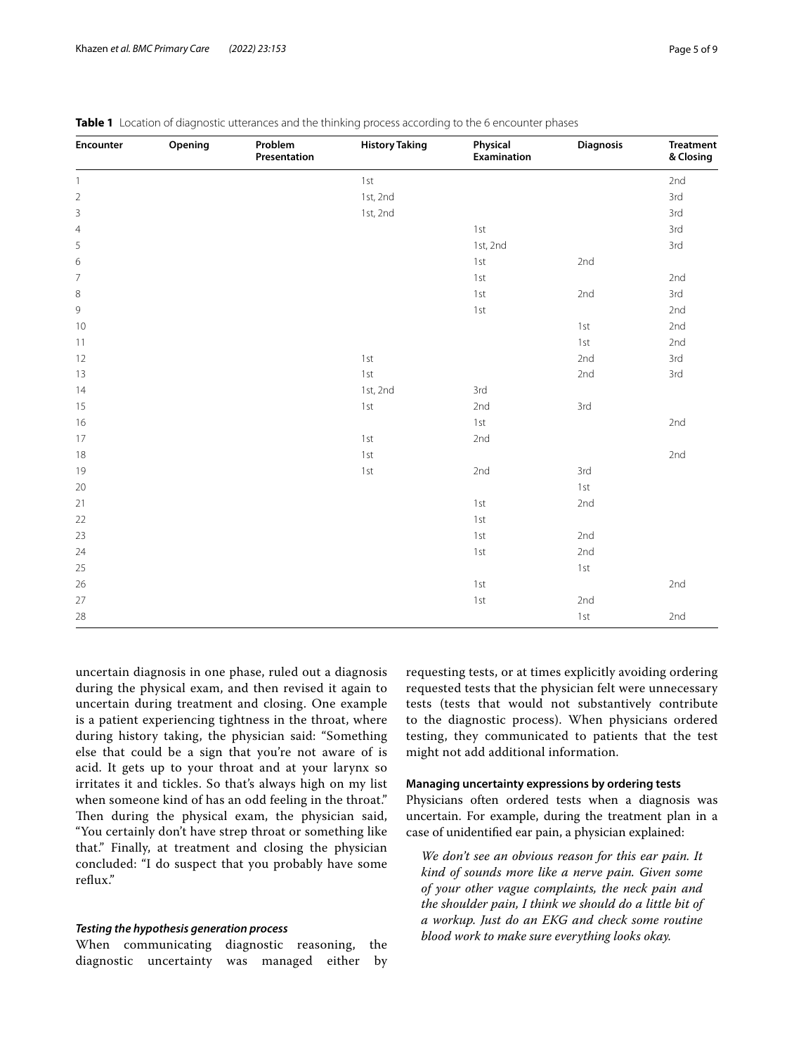**Table 1** Location of diagnostic utterances and the thinking process according to the 6 encounter phases

| Encounter | Opening | Problem Presentation | History Taking | Physical Examination | Diagnosis | Treatment & Closing |
|---|---|---|---|---|---|---|
| 1 | | | 1st | | | 2nd |
| 2 | | | 1st, 2nd | | | 3rd |
| 3 | | | 1st, 2nd | | | 3rd |
| 4 | | | | 1st | | 3rd |
| 5 | | | | 1st, 2nd | | 3rd |
| 6 | | | | 1st | 2nd | |
| 7 | | | | 1st | | 2nd |
| 8 | | | | 1st | 2nd | 3rd |
| 9 | | | | 1st | | 2nd |
| 10 | | | | | 1st | 2nd |
| 11 | | | | | 1st | 2nd |
| 12 | | | 1st | | 2nd | 3rd |
| 13 | | | 1st | | 2nd | 3rd |
| 14 | | | 1st, 2nd | 3rd | | |
| 15 | | | 1st | 2nd | 3rd | |
| 16 | | | | 1st | | 2nd |
| 17 | | | 1st | 2nd | | |
| 18 | | | 1st | | | 2nd |
| 19 | | | 1st | 2nd | 3rd | |
| 20 | | | | | 1st | |
| 21 | | | | 1st | 2nd | |
| 22 | | | | 1st | | |
| 23 | | | | 1st | 2nd | |
| 24 | | | | 1st | 2nd | |
| 25 | | | | | 1st | |
| 26 | | | | 1st | | 2nd |
| 27 | | | | 1st | 2nd | |
| 28 | | | | | 1st | 2nd |

uncertain diagnosis in one phase, ruled out a diagnosis during the physical exam, and then revised it again to uncertain during treatment and closing. One example is a patient experiencing tightness in the throat, where during history taking, the physician said: "Something else that could be a sign that you're not aware of is acid. It gets up to your throat and at your larynx so irritates it and tickles. So that's always high on my list when someone kind of has an odd feeling in the throat." Then during the physical exam, the physician said, "You certainly don't have strep throat or something like that." Finally, at treatment and closing the physician concluded: "I do suspect that you probably have some reflux."

### *Testing the hypothesis generation process*

When communicating diagnostic reasoning, the diagnostic uncertainty was managed either by requesting tests, or at times explicitly avoiding ordering requested tests that the physician felt were unnecessary tests (tests that would not substantively contribute to the diagnostic process). When physicians ordered testing, they communicated to patients that the test might not add additional information.

### Managing uncertainty expressions by ordering tests

Physicians often ordered tests when a diagnosis was uncertain. For example, during the treatment plan in a case of unidentified ear pain, a physician explained:

> *We don't see an obvious reason for this ear pain. It kind of sounds more like a nerve pain. Given some of your other vague complaints, the neck pain and the shoulder pain, I think we should do a little bit of a workup. Just do an EKG and check some routine blood work to make sure everything looks okay.*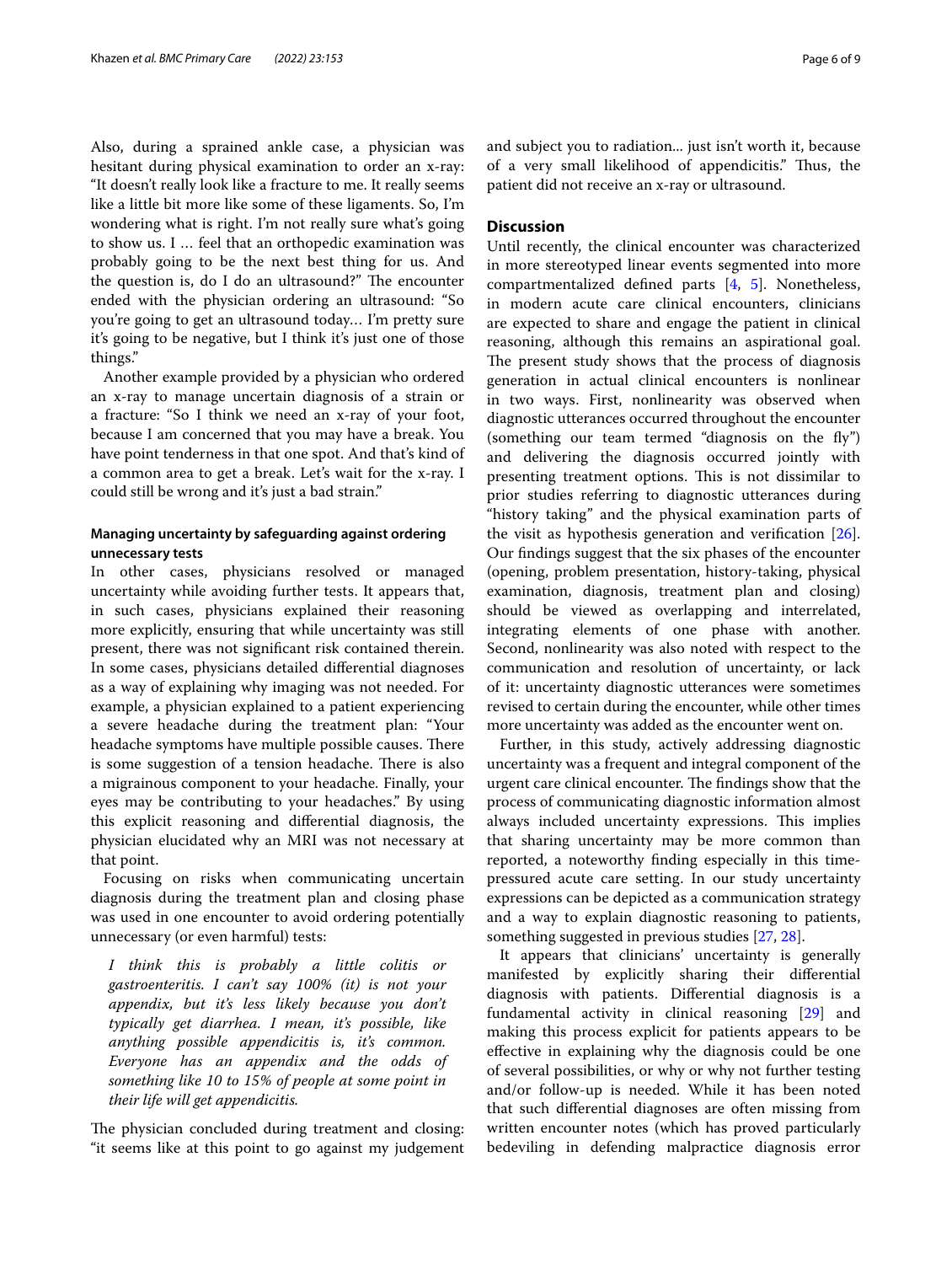Also, during a sprained ankle case, a physician was hesitant during physical examination to order an x-ray: "It doesn't really look like a fracture to me. It really seems like a little bit more like some of these ligaments. So, I'm wondering what is right. I'm not really sure what's going to show us. I … feel that an orthopedic examination was probably going to be the next best thing for us. And the question is, do I do an ultrasound?" The encounter ended with the physician ordering an ultrasound: "So you're going to get an ultrasound today… I'm pretty sure it's going to be negative, but I think it's just one of those things."

Another example provided by a physician who ordered an x-ray to manage uncertain diagnosis of a strain or a fracture: "So I think we need an x-ray of your foot, because I am concerned that you may have a break. You have point tenderness in that one spot. And that's kind of a common area to get a break. Let's wait for the x-ray. I could still be wrong and it's just a bad strain."

### Managing uncertainty by safeguarding against ordering unnecessary tests

In other cases, physicians resolved or managed uncertainty while avoiding further tests. It appears that, in such cases, physicians explained their reasoning more explicitly, ensuring that while uncertainty was still present, there was not significant risk contained therein. In some cases, physicians detailed differential diagnoses as a way of explaining why imaging was not needed. For example, a physician explained to a patient experiencing a severe headache during the treatment plan: "Your headache symptoms have multiple possible causes. There is some suggestion of a tension headache. There is also a migrainous component to your headache. Finally, your eyes may be contributing to your headaches." By using this explicit reasoning and differential diagnosis, the physician elucidated why an MRI was not necessary at that point.

Focusing on risks when communicating uncertain diagnosis during the treatment plan and closing phase was used in one encounter to avoid ordering potentially unnecessary (or even harmful) tests:

> *I think this is probably a little colitis or gastroenteritis. I can't say 100% (it) is not your appendix, but it's less likely because you don't typically get diarrhea. I mean, it's possible, like anything possible appendicitis is, it's common. Everyone has an appendix and the odds of something like 10 to 15% of people at some point in their life will get appendicitis.*

The physician concluded during treatment and closing: "it seems like at this point to go against my judgement and subject you to radiation... just isn't worth it, because of a very small likelihood of appendicitis." Thus, the patient did not receive an x-ray or ultrasound.

## Discussion

Until recently, the clinical encounter was characterized in more stereotyped linear events segmented into more compartmentalized defined parts [4, 5]. Nonetheless, in modern acute care clinical encounters, clinicians are expected to share and engage the patient in clinical reasoning, although this remains an aspirational goal. The present study shows that the process of diagnosis generation in actual clinical encounters is nonlinear in two ways. First, nonlinearity was observed when diagnostic utterances occurred throughout the encounter (something our team termed "diagnosis on the fly") and delivering the diagnosis occurred jointly with presenting treatment options. This is not dissimilar to prior studies referring to diagnostic utterances during "history taking" and the physical examination parts of the visit as hypothesis generation and verification [26]. Our findings suggest that the six phases of the encounter (opening, problem presentation, history-taking, physical examination, diagnosis, treatment plan and closing) should be viewed as overlapping and interrelated, integrating elements of one phase with another. Second, nonlinearity was also noted with respect to the communication and resolution of uncertainty, or lack of it: uncertainty diagnostic utterances were sometimes revised to certain during the encounter, while other times more uncertainty was added as the encounter went on.

Further, in this study, actively addressing diagnostic uncertainty was a frequent and integral component of the urgent care clinical encounter. The findings show that the process of communicating diagnostic information almost always included uncertainty expressions. This implies that sharing uncertainty may be more common than reported, a noteworthy finding especially in this time-pressured acute care setting. In our study uncertainty expressions can be depicted as a communication strategy and a way to explain diagnostic reasoning to patients, something suggested in previous studies [27, 28].

It appears that clinicians' uncertainty is generally manifested by explicitly sharing their differential diagnosis with patients. Differential diagnosis is a fundamental activity in clinical reasoning [29] and making this process explicit for patients appears to be effective in explaining why the diagnosis could be one of several possibilities, or why or why not further testing and/or follow-up is needed. While it has been noted that such differential diagnoses are often missing from written encounter notes (which has proved particularly bedeviling in defending malpractice diagnosis error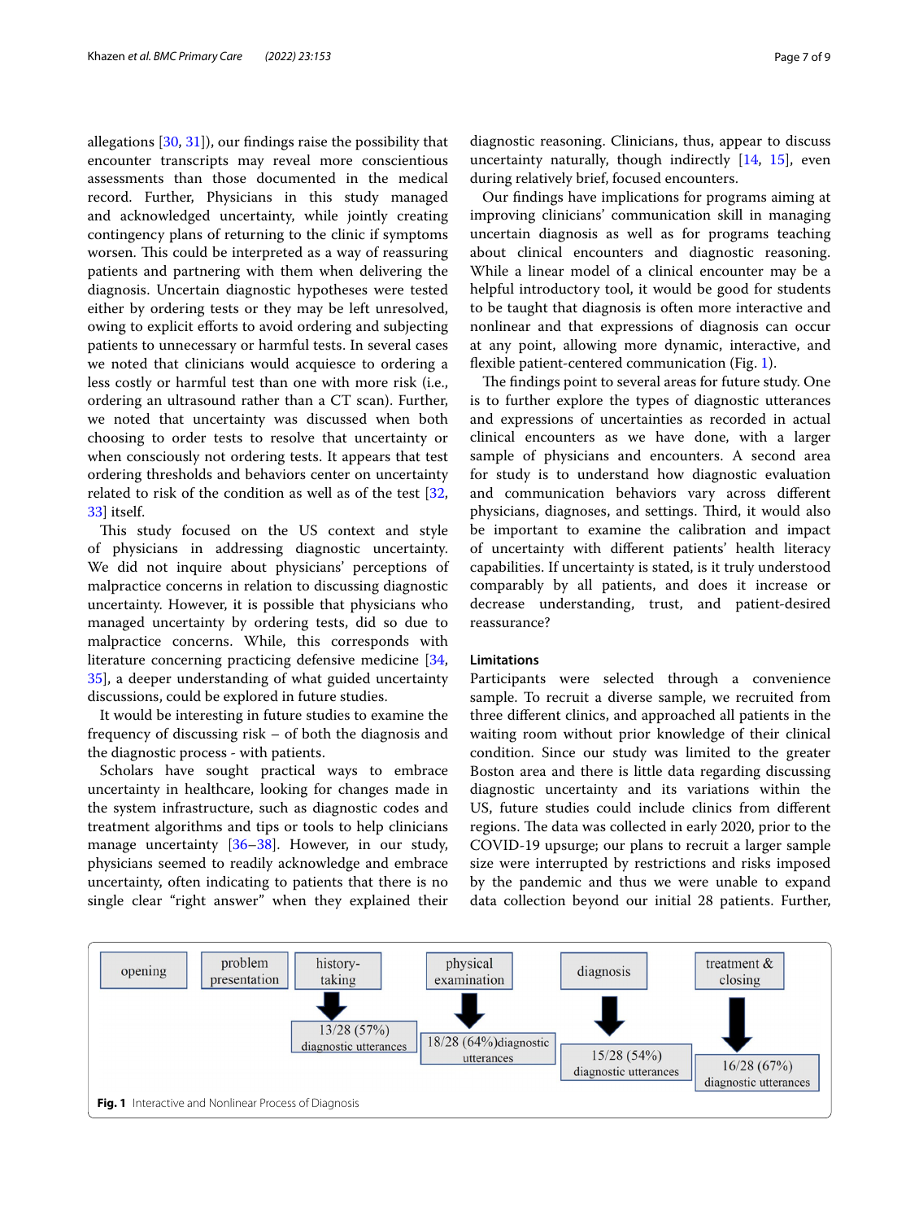allegations [30, 31]), our findings raise the possibility that encounter transcripts may reveal more conscientious assessments than those documented in the medical record. Further, Physicians in this study managed and acknowledged uncertainty, while jointly creating contingency plans of returning to the clinic if symptoms worsen. This could be interpreted as a way of reassuring patients and partnering with them when delivering the diagnosis. Uncertain diagnostic hypotheses were tested either by ordering tests or they may be left unresolved, owing to explicit efforts to avoid ordering and subjecting patients to unnecessary or harmful tests. In several cases we noted that clinicians would acquiesce to ordering a less costly or harmful test than one with more risk (i.e., ordering an ultrasound rather than a CT scan). Further, we noted that uncertainty was discussed when both choosing to order tests to resolve that uncertainty or when consciously not ordering tests. It appears that test ordering thresholds and behaviors center on uncertainty related to risk of the condition as well as of the test [32, 33] itself.

This study focused on the US context and style of physicians in addressing diagnostic uncertainty. We did not inquire about physicians' perceptions of malpractice concerns in relation to discussing diagnostic uncertainty. However, it is possible that physicians who managed uncertainty by ordering tests, did so due to malpractice concerns. While, this corresponds with literature concerning practicing defensive medicine [34, 35], a deeper understanding of what guided uncertainty discussions, could be explored in future studies.

It would be interesting in future studies to examine the frequency of discussing risk – of both the diagnosis and the diagnostic process - with patients.

Scholars have sought practical ways to embrace uncertainty in healthcare, looking for changes made in the system infrastructure, such as diagnostic codes and treatment algorithms and tips or tools to help clinicians manage uncertainty [36–38]. However, in our study, physicians seemed to readily acknowledge and embrace uncertainty, often indicating to patients that there is no single clear "right answer" when they explained their diagnostic reasoning. Clinicians, thus, appear to discuss uncertainty naturally, though indirectly [14, 15], even during relatively brief, focused encounters.

Our findings have implications for programs aiming at improving clinicians' communication skill in managing uncertain diagnosis as well as for programs teaching about clinical encounters and diagnostic reasoning. While a linear model of a clinical encounter may be a helpful introductory tool, it would be good for students to be taught that diagnosis is often more interactive and nonlinear and that expressions of diagnosis can occur at any point, allowing more dynamic, interactive, and flexible patient-centered communication (Fig. 1).

The findings point to several areas for future study. One is to further explore the types of diagnostic utterances and expressions of uncertainties as recorded in actual clinical encounters as we have done, with a larger sample of physicians and encounters. A second area for study is to understand how diagnostic evaluation and communication behaviors vary across different physicians, diagnoses, and settings. Third, it would also be important to examine the calibration and impact of uncertainty with different patients' health literacy capabilities. If uncertainty is stated, is it truly understood comparably by all patients, and does it increase or decrease understanding, trust, and patient-desired reassurance?

### Limitations

Participants were selected through a convenience sample. To recruit a diverse sample, we recruited from three different clinics, and approached all patients in the waiting room without prior knowledge of their clinical condition. Since our study was limited to the greater Boston area and there is little data regarding discussing diagnostic uncertainty and its variations within the US, future studies could include clinics from different regions. The data was collected in early 2020, prior to the COVID-19 upsurge; our plans to recruit a larger sample size were interrupted by restrictions and risks imposed by the pandemic and thus we were unable to expand data collection beyond our initial 28 patients. Further,

| opening | problem presentation | history-taking | physical examination | diagnosis | treatment & closing |
|---|---|---|---|---|---|
| | | 13/28 (57%) diagnostic utterances | 18/28 (64%) diagnostic utterances | 15/28 (54%) diagnostic utterances | 16/28 (67%) diagnostic utterances |

**Fig. 1** Interactive and Nonlinear Process of Diagnosis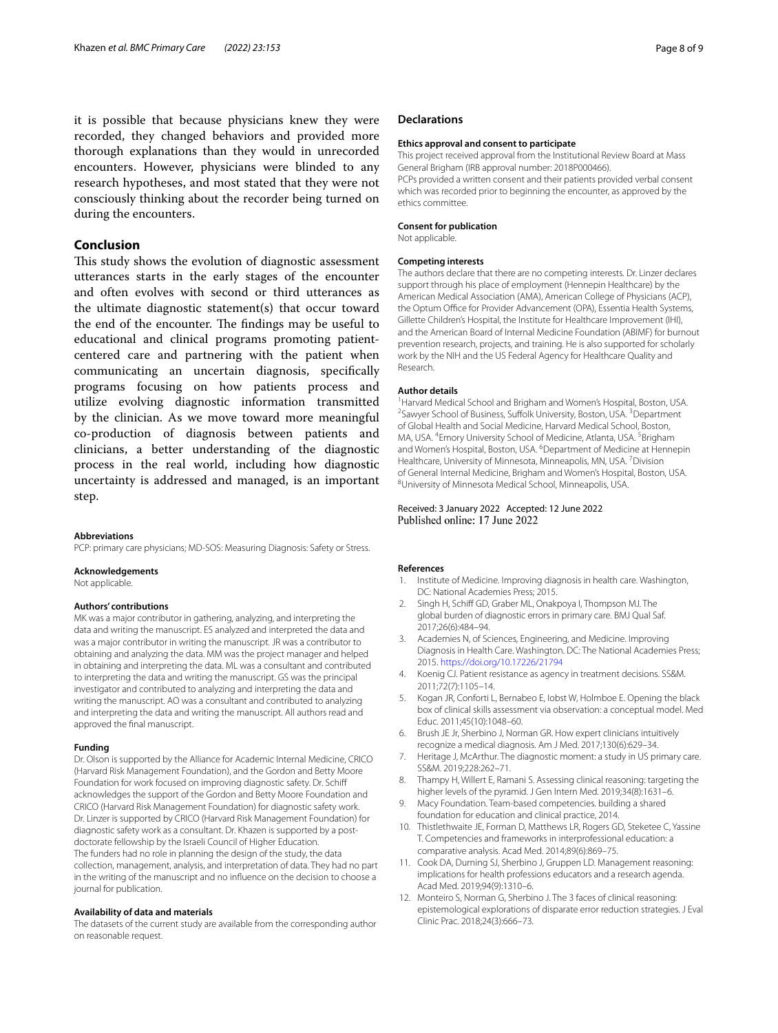it is possible that because physicians knew they were recorded, they changed behaviors and provided more thorough explanations than they would in unrecorded encounters. However, physicians were blinded to any research hypotheses, and most stated that they were not consciously thinking about the recorder being turned on during the encounters.

## Conclusion

This study shows the evolution of diagnostic assessment utterances starts in the early stages of the encounter and often evolves with second or third utterances as the ultimate diagnostic statement(s) that occur toward the end of the encounter. The findings may be useful to educational and clinical programs promoting patient-centered care and partnering with the patient when communicating an uncertain diagnosis, specifically programs focusing on how patients process and utilize evolving diagnostic information transmitted by the clinician. As we move toward more meaningful co-production of diagnosis between patients and clinicians, a better understanding of the diagnostic process in the real world, including how diagnostic uncertainty is addressed and managed, is an important step.

### Abbreviations

PCP: primary care physicians; MD-SOS: Measuring Diagnosis: Safety or Stress.

### Acknowledgements

Not applicable.

### Authors' contributions

MK was a major contributor in gathering, analyzing, and interpreting the data and writing the manuscript. ES analyzed and interpreted the data and was a major contributor in writing the manuscript. JR was a contributor to obtaining and analyzing the data. MM was the project manager and helped in obtaining and interpreting the data. ML was a consultant and contributed to interpreting the data and writing the manuscript. GS was the principal investigator and contributed to analyzing and interpreting the data and writing the manuscript. AO was a consultant and contributed to analyzing and interpreting the data and writing the manuscript. All authors read and approved the final manuscript.

### Funding

Dr. Olson is supported by the Alliance for Academic Internal Medicine, CRICO (Harvard Risk Management Foundation), and the Gordon and Betty Moore Foundation for work focused on improving diagnostic safety. Dr. Schiff acknowledges the support of the Gordon and Betty Moore Foundation and CRICO (Harvard Risk Management Foundation) for diagnostic safety work. Dr. Linzer is supported by CRICO (Harvard Risk Management Foundation) for diagnostic safety work as a consultant. Dr. Khazen is supported by a post-doctorate fellowship by the Israeli Council of Higher Education.
The funders had no role in planning the design of the study, the data collection, management, analysis, and interpretation of data. They had no part in the writing of the manuscript and no influence on the decision to choose a journal for publication.

### Availability of data and materials

The datasets of the current study are available from the corresponding author on reasonable request.

## Declarations

### Ethics approval and consent to participate

This project received approval from the Institutional Review Board at Mass General Brigham (IRB approval number: 2018P000466).
PCPs provided a written consent and their patients provided verbal consent which was recorded prior to beginning the encounter, as approved by the ethics committee.

### Consent for publication

Not applicable.

### Competing interests

The authors declare that there are no competing interests. Dr. Linzer declares support through his place of employment (Hennepin Healthcare) by the American Medical Association (AMA), American College of Physicians (ACP), the Optum Office for Provider Advancement (OPA), Essentia Health Systems, Gillette Children's Hospital, the Institute for Healthcare Improvement (IHI), and the American Board of Internal Medicine Foundation (ABIMF) for burnout prevention research, projects, and training. He is also supported for scholarly work by the NIH and the US Federal Agency for Healthcare Quality and Research.

### Author details

[1]Harvard Medical School and Brigham and Women's Hospital, Boston, USA. [2]Sawyer School of Business, Suffolk University, Boston, USA. [3]Department of Global Health and Social Medicine, Harvard Medical School, Boston, MA, USA. [4]Emory University School of Medicine, Atlanta, USA. [5]Brigham and Women's Hospital, Boston, USA. [6]Department of Medicine at Hennepin Healthcare, University of Minnesota, Minneapolis, MN, USA. [7]Division of General Internal Medicine, Brigham and Women's Hospital, Boston, USA. [8]University of Minnesota Medical School, Minneapolis, USA.

Received: 3 January 2022 Accepted: 12 June 2022
Published online: 17 June 2022

## References

1. Institute of Medicine. Improving diagnosis in health care. Washington, DC: National Academies Press; 2015.
2. Singh H, Schiff GD, Graber ML, Onakpoya I, Thompson MJ. The global burden of diagnostic errors in primary care. BMJ Qual Saf. 2017;26(6):484–94.
3. Academies N, of Sciences, Engineering, and Medicine. Improving Diagnosis in Health Care. Washington. DC: The National Academies Press; 2015. https://doi.org/10.17226/21794
4. Koenig CJ. Patient resistance as agency in treatment decisions. SS&M. 2011;72(7):1105–14.
5. Kogan JR, Conforti L, Bernabeo E, Iobst W, Holmboe E. Opening the black box of clinical skills assessment via observation: a conceptual model. Med Educ. 2011;45(10):1048–60.
6. Brush JE Jr, Sherbino J, Norman GR. How expert clinicians intuitively recognize a medical diagnosis. Am J Med. 2017;130(6):629–34.
7. Heritage J, McArthur. The diagnostic moment: a study in US primary care. SS&M. 2019;228:262–71.
8. Thampy H, Willert E, Ramani S. Assessing clinical reasoning: targeting the higher levels of the pyramid. J Gen Intern Med. 2019;34(8):1631–6.
9. Macy Foundation. Team-based competencies. building a shared foundation for education and clinical practice, 2014.
10. Thistlethwaite JE, Forman D, Matthews LR, Rogers GD, Steketee C, Yassine T. Competencies and frameworks in interprofessional education: a comparative analysis. Acad Med. 2014;89(6):869–75.
11. Cook DA, Durning SJ, Sherbino J, Gruppen LD. Management reasoning: implications for health professions educators and a research agenda. Acad Med. 2019;94(9):1310–6.
12. Monteiro S, Norman G, Sherbino J. The 3 faces of clinical reasoning: epistemological explorations of disparate error reduction strategies. J Eval Clinic Prac. 2018;24(3):666–73.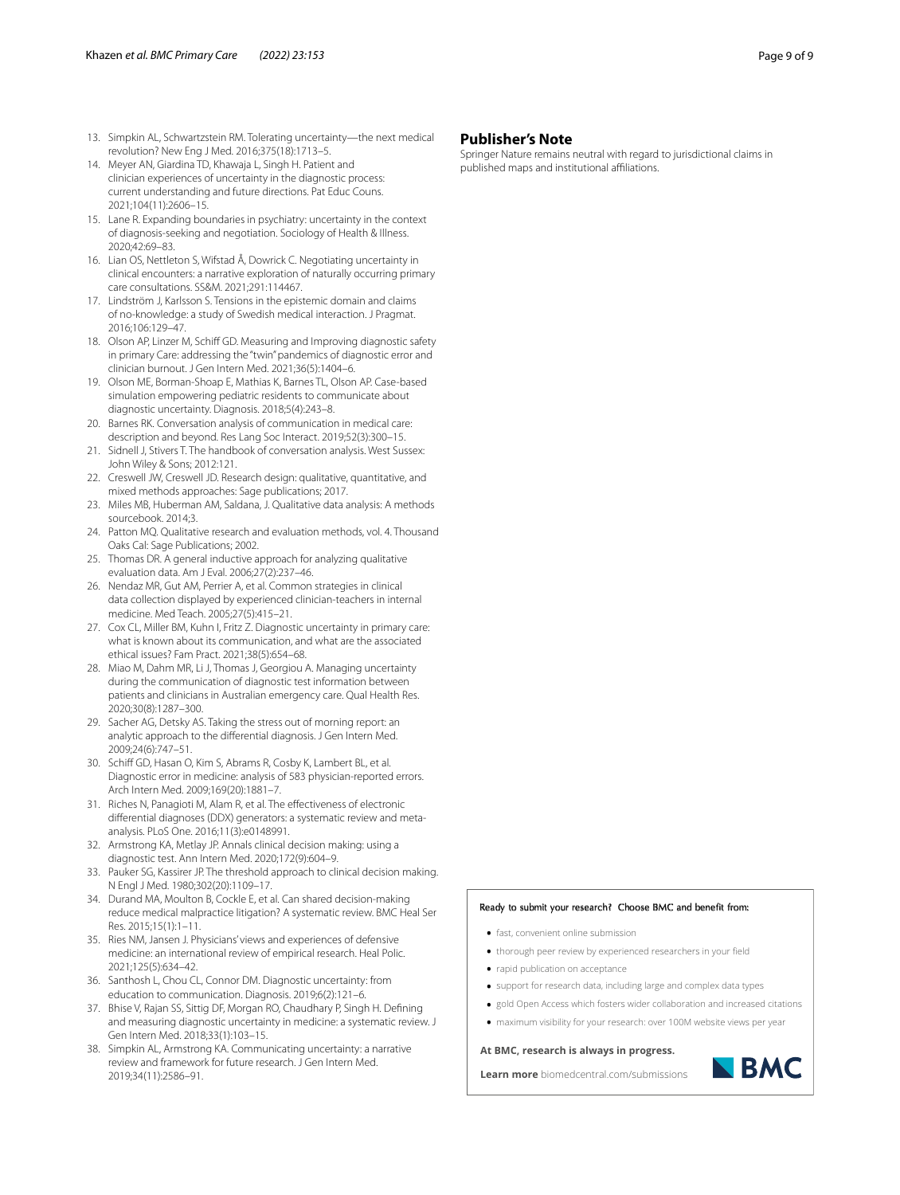13. Simpkin AL, Schwartzstein RM. Tolerating uncertainty—the next medical revolution? New Eng J Med. 2016;375(18):1713–5.
14. Meyer AN, Giardina TD, Khawaja L, Singh H. Patient and clinician experiences of uncertainty in the diagnostic process: current understanding and future directions. Pat Educ Couns. 2021;104(11):2606–15.
15. Lane R. Expanding boundaries in psychiatry: uncertainty in the context of diagnosis-seeking and negotiation. Sociology of Health & Illness. 2020;42:69–83.
16. Lian OS, Nettleton S, Wifstad Å, Dowrick C. Negotiating uncertainty in clinical encounters: a narrative exploration of naturally occurring primary care consultations. SS&M. 2021;291:114467.
17. Lindström J, Karlsson S. Tensions in the epistemic domain and claims of no-knowledge: a study of Swedish medical interaction. J Pragmat. 2016;106:129–47.
18. Olson AP, Linzer M, Schiff GD. Measuring and Improving diagnostic safety in primary Care: addressing the "twin" pandemics of diagnostic error and clinician burnout. J Gen Intern Med. 2021;36(5):1404–6.
19. Olson ME, Borman-Shoap E, Mathias K, Barnes TL, Olson AP. Case-based simulation empowering pediatric residents to communicate about diagnostic uncertainty. Diagnosis. 2018;5(4):243–8.
20. Barnes RK. Conversation analysis of communication in medical care: description and beyond. Res Lang Soc Interact. 2019;52(3):300–15.
21. Sidnell J, Stivers T. The handbook of conversation analysis. West Sussex: John Wiley & Sons; 2012:121.
22. Creswell JW, Creswell JD. Research design: qualitative, quantitative, and mixed methods approaches: Sage publications; 2017.
23. Miles MB, Huberman AM, Saldana, J. Qualitative data analysis: A methods sourcebook. 2014;3.
24. Patton MQ. Qualitative research and evaluation methods, vol. 4. Thousand Oaks Cal: Sage Publications; 2002.
25. Thomas DR. A general inductive approach for analyzing qualitative evaluation data. Am J Eval. 2006;27(2):237–46.
26. Nendaz MR, Gut AM, Perrier A, et al. Common strategies in clinical data collection displayed by experienced clinician-teachers in internal medicine. Med Teach. 2005;27(5):415–21.
27. Cox CL, Miller BM, Kuhn I, Fritz Z. Diagnostic uncertainty in primary care: what is known about its communication, and what are the associated ethical issues? Fam Pract. 2021;38(5):654–68.
28. Miao M, Dahm MR, Li J, Thomas J, Georgiou A. Managing uncertainty during the communication of diagnostic test information between patients and clinicians in Australian emergency care. Qual Health Res. 2020;30(8):1287–300.
29. Sacher AG, Detsky AS. Taking the stress out of morning report: an analytic approach to the differential diagnosis. J Gen Intern Med. 2009;24(6):747–51.
30. Schiff GD, Hasan O, Kim S, Abrams R, Cosby K, Lambert BL, et al. Diagnostic error in medicine: analysis of 583 physician-reported errors. Arch Intern Med. 2009;169(20):1881–7.
31. Riches N, Panagioti M, Alam R, et al. The effectiveness of electronic differential diagnoses (DDX) generators: a systematic review and meta-analysis. PLoS One. 2016;11(3):e0148991.
32. Armstrong KA, Metlay JP. Annals clinical decision making: using a diagnostic test. Ann Intern Med. 2020;172(9):604–9.
33. Pauker SG, Kassirer JP. The threshold approach to clinical decision making. N Engl J Med. 1980;302(20):1109–17.
34. Durand MA, Moulton B, Cockle E, et al. Can shared decision-making reduce medical malpractice litigation? A systematic review. BMC Heal Ser Res. 2015;15(1):1–11.
35. Ries NM, Jansen J. Physicians' views and experiences of defensive medicine: an international review of empirical research. Heal Polic. 2021;125(5):634–42.
36. Santhosh L, Chou CL, Connor DM. Diagnostic uncertainty: from education to communication. Diagnosis. 2019;6(2):121–6.
37. Bhise V, Rajan SS, Sittig DF, Morgan RO, Chaudhary P, Singh H. Defining and measuring diagnostic uncertainty in medicine: a systematic review. J Gen Intern Med. 2018;33(1):103–15.
38. Simpkin AL, Armstrong KA. Communicating uncertainty: a narrative review and framework for future research. J Gen Intern Med. 2019;34(11):2586–91.

## Publisher's Note

Springer Nature remains neutral with regard to jurisdictional claims in published maps and institutional affiliations.

Ready to submit your research? Choose BMC and benefit from:

- fast, convenient online submission
- thorough peer review by experienced researchers in your field
- rapid publication on acceptance
- support for research data, including large and complex data types
- gold Open Access which fosters wider collaboration and increased citations
- maximum visibility for your research: over 100M website views per year

**At BMC, research is always in progress.**

**Learn more** biomedcentral.com/submissions

BMC